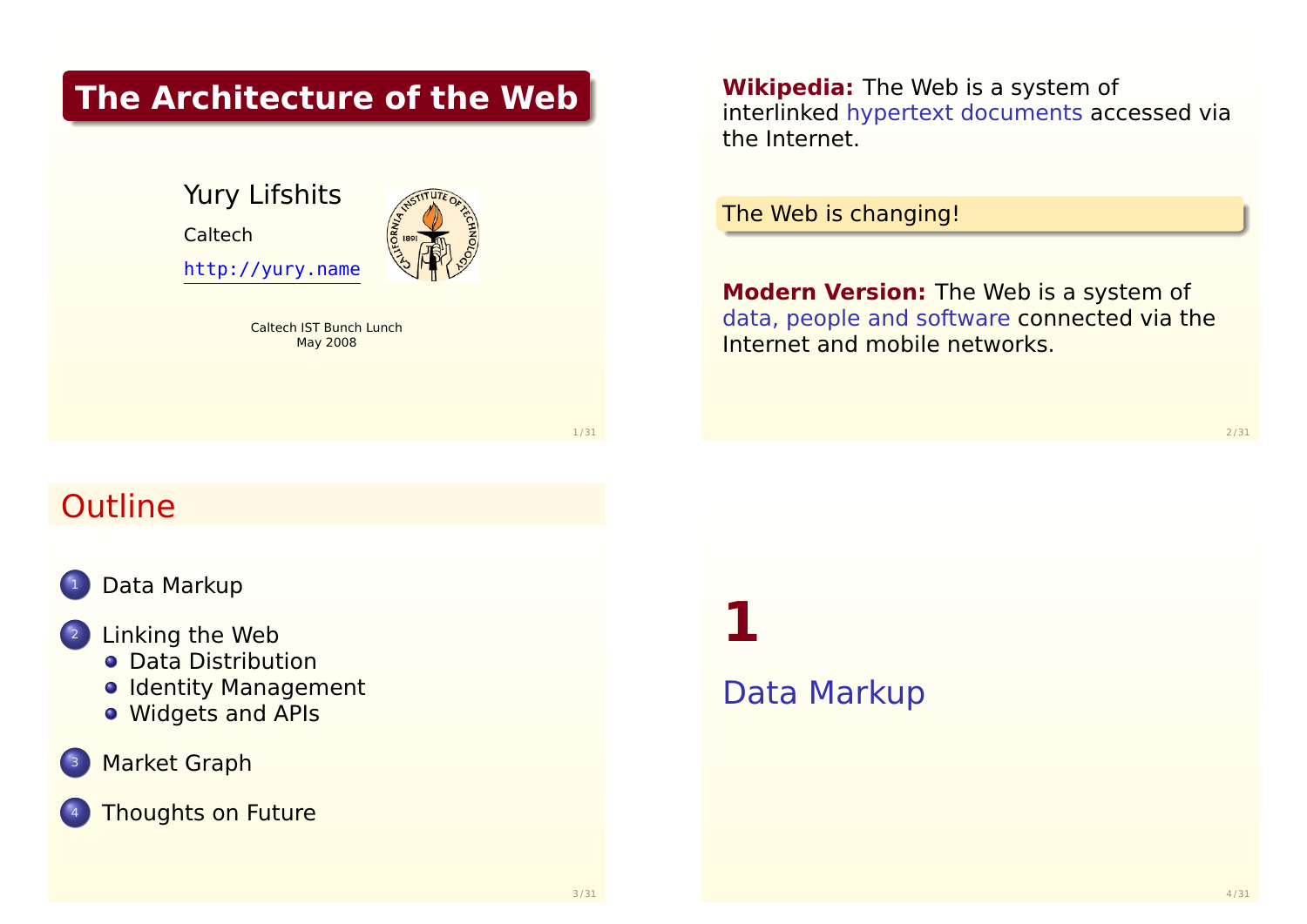# The Architecture of the Web

Yury Lifshits

Caltech

http://yury.name

Caltech IST Bunch Lunch
May 2008

---

**Wikipedia:** The Web is a system of interlinked hypertext documents accessed via the Internet.

The Web is changing!

**Modern Version:** The Web is a system of data, people and software connected via the Internet and mobile networks.

---

## Outline

1. Data Markup
2. Linking the Web
   - Data Distribution
   - Identity Management
   - Widgets and APIs
3. Market Graph
4. Thoughts on Future

---

# 1

## Data Markup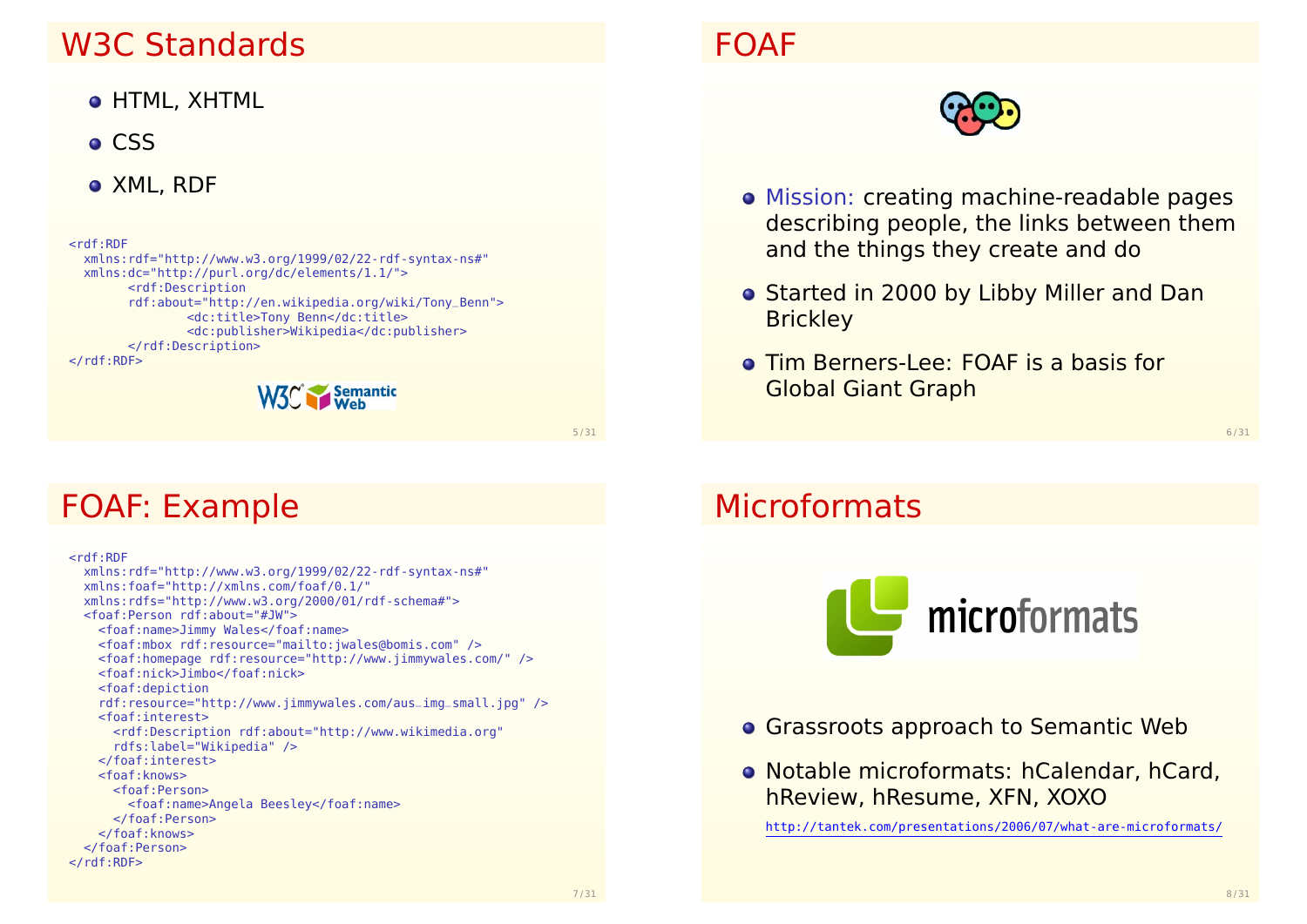## W3C Standards

- HTML, XHTML
- CSS
- XML, RDF

```
<rdf:RDF
  xmlns:rdf="http://www.w3.org/1999/02/22-rdf-syntax-ns#"
  xmlns:dc="http://purl.org/dc/elements/1.1/">
        <rdf:Description
        rdf:about="http://en.wikipedia.org/wiki/Tony_Benn">
                <dc:title>Tony Benn</dc:title>
                <dc:publisher>Wikipedia</dc:publisher>
        </rdf:Description>
</rdf:RDF>
```

## FOAF

- Mission: creating machine-readable pages describing people, the links between them and the things they create and do
- Started in 2000 by Libby Miller and Dan Brickley
- Tim Berners-Lee: FOAF is a basis for Global Giant Graph

## FOAF: Example

```
<rdf:RDF
  xmlns:rdf="http://www.w3.org/1999/02/22-rdf-syntax-ns#"
  xmlns:foaf="http://xmlns.com/foaf/0.1/"
  xmlns:rdfs="http://www.w3.org/2000/01/rdf-schema#">
  <foaf:Person rdf:about="#JW">
    <foaf:name>Jimmy Wales</foaf:name>
    <foaf:mbox rdf:resource="mailto:jwales@bomis.com" />
    <foaf:homepage rdf:resource="http://www.jimmywales.com/" />
    <foaf:nick>Jimbo</foaf:nick>
    <foaf:depiction
    rdf:resource="http://www.jimmywales.com/aus_img_small.jpg" />
    <foaf:interest>
      <rdf:Description rdf:about="http://www.wikimedia.org"
      rdfs:label="Wikipedia" />
    </foaf:interest>
    <foaf:knows>
      <foaf:Person>
        <foaf:name>Angela Beesley</foaf:name>
      </foaf:Person>
    </foaf:knows>
  </foaf:Person>
</rdf:RDF>
```

## Microformats

- Grassroots approach to Semantic Web
- Notable microformats: hCalendar, hCard, hReview, hResume, XFN, XOXO

  http://tantek.com/presentations/2006/07/what-are-microformats/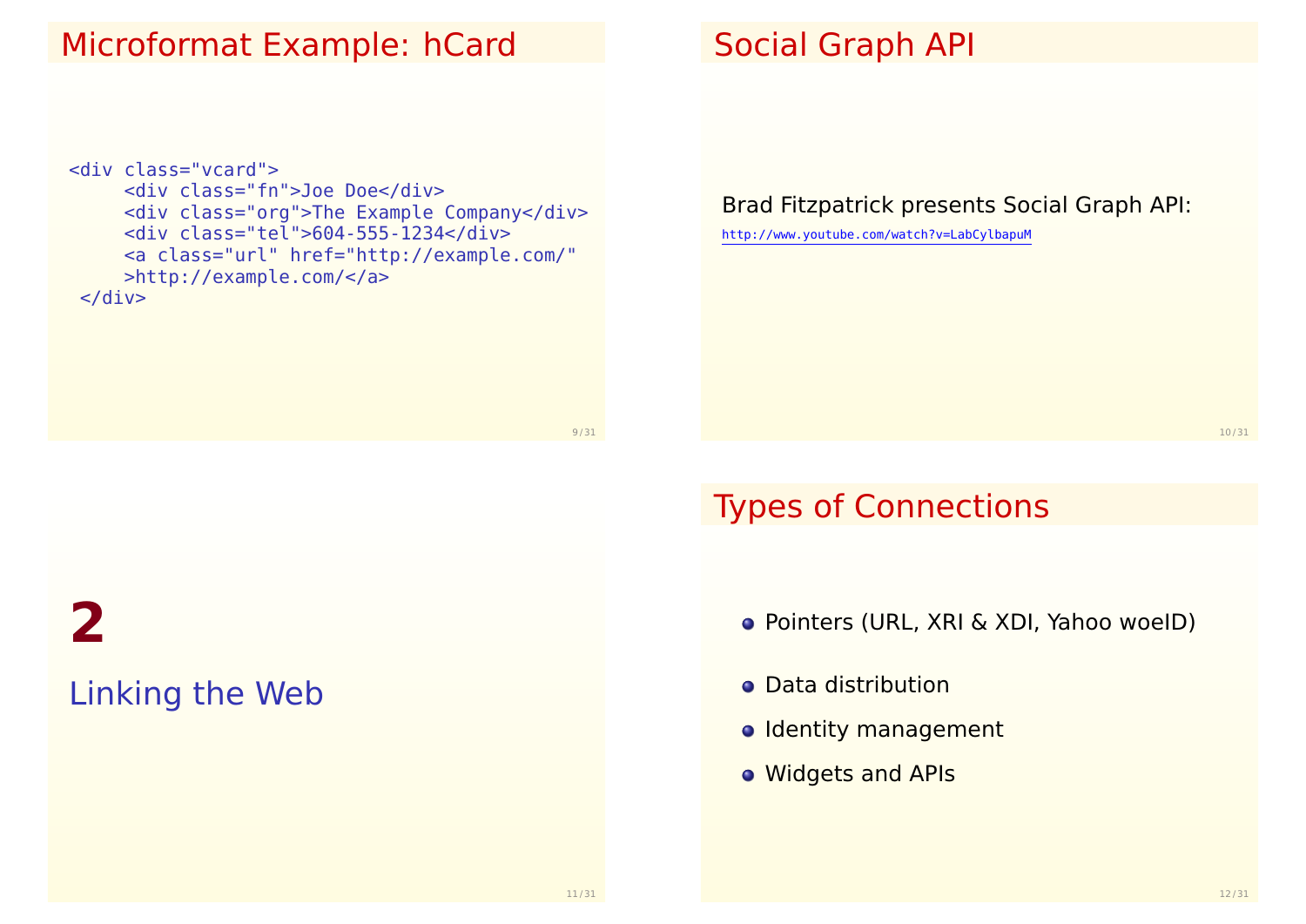## Microformat Example: hCard

```
<div class="vcard">
     <div class="fn">Joe Doe</div>
     <div class="org">The Example Company</div>
     <div class="tel">604-555-1234</div>
     <a class="url" href="http://example.com/"
     >http://example.com/</a>
 </div>
```

## Social Graph API

Brad Fitzpatrick presents Social Graph API:

http://www.youtube.com/watch?v=LabCylbapuM

# 2

# Linking the Web

## Types of Connections

- Pointers (URL, XRI & XDI, Yahoo woeID)
- Data distribution
- Identity management
- Widgets and APIs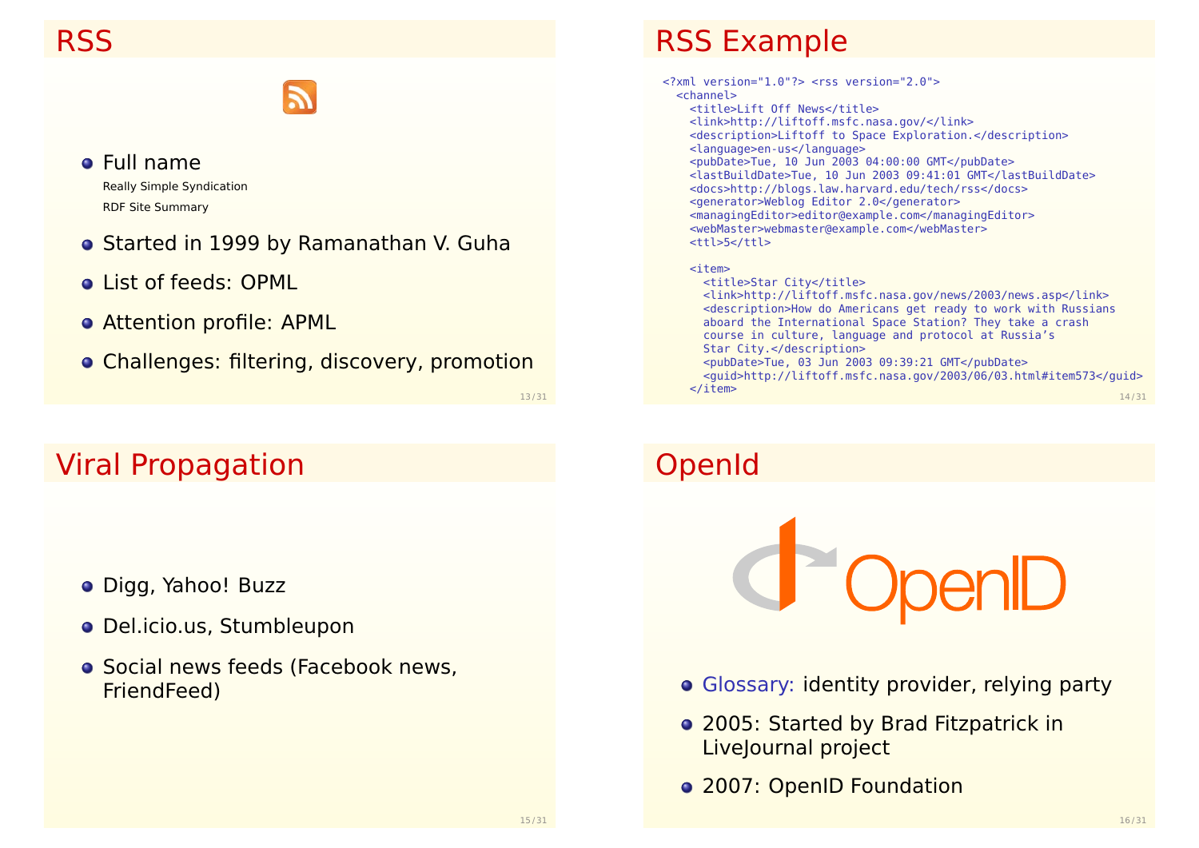# RSS

- Full name
  - Really Simple Syndication
  - RDF Site Summary
- Started in 1999 by Ramanathan V. Guha
- List of feeds: OPML
- Attention profile: APML
- Challenges: filtering, discovery, promotion

# RSS Example

```
<?xml version="1.0"?> <rss version="2.0">
  <channel>
    <title>Lift Off News</title>
    <link>http://liftoff.msfc.nasa.gov/</link>
    <description>Liftoff to Space Exploration.</description>
    <language>en-us</language>
    <pubDate>Tue, 10 Jun 2003 04:00:00 GMT</pubDate>
    <lastBuildDate>Tue, 10 Jun 2003 09:41:01 GMT</lastBuildDate>
    <docs>http://blogs.law.harvard.edu/tech/rss</docs>
    <generator>Weblog Editor 2.0</generator>
    <managingEditor>editor@example.com</managingEditor>
    <webMaster>webmaster@example.com</webMaster>
    <ttl>5</ttl>

    <item>
      <title>Star City</title>
      <link>http://liftoff.msfc.nasa.gov/news/2003/news.asp</link>
      <description>How do Americans get ready to work with Russians
      aboard the International Space Station? They take a crash
      course in culture, language and protocol at Russia's
      Star City.</description>
      <pubDate>Tue, 03 Jun 2003 09:39:21 GMT</pubDate>
      <guid>http://liftoff.msfc.nasa.gov/2003/06/03.html#item573</guid>
    </item>
```

# Viral Propagation

- Digg, Yahoo! Buzz
- Del.icio.us, Stumbleupon
- Social news feeds (Facebook news, FriendFeed)

# OpenId

OpenID

- Glossary: identity provider, relying party
- 2005: Started by Brad Fitzpatrick in LiveJournal project
- 2007: OpenID Foundation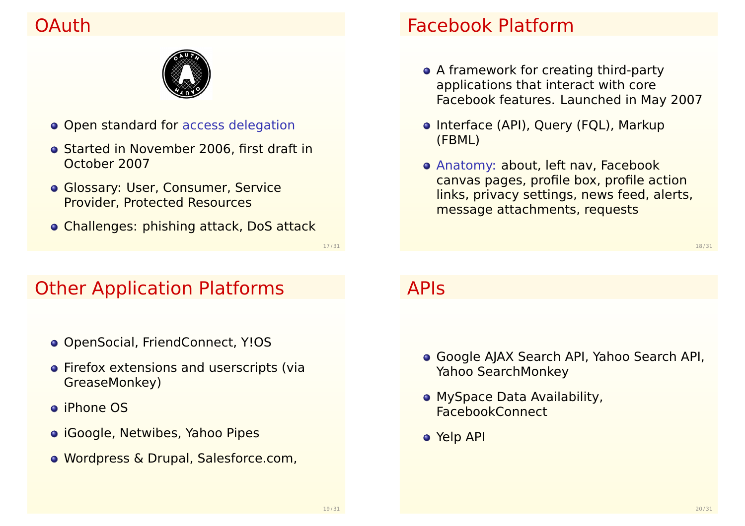## OAuth

- Open standard for access delegation
- Started in November 2006, first draft in October 2007
- Glossary: User, Consumer, Service Provider, Protected Resources
- Challenges: phishing attack, DoS attack

## Facebook Platform

- A framework for creating third-party applications that interact with core Facebook features. Launched in May 2007
- Interface (API), Query (FQL), Markup (FBML)
- Anatomy: about, left nav, Facebook canvas pages, profile box, profile action links, privacy settings, news feed, alerts, message attachments, requests

## Other Application Platforms

- OpenSocial, FriendConnect, Y!OS
- Firefox extensions and userscripts (via GreaseMonkey)
- iPhone OS
- iGoogle, Netwibes, Yahoo Pipes
- Wordpress & Drupal, Salesforce.com,

## APIs

- Google AJAX Search API, Yahoo Search API, Yahoo SearchMonkey
- MySpace Data Availability, FacebookConnect
- Yelp API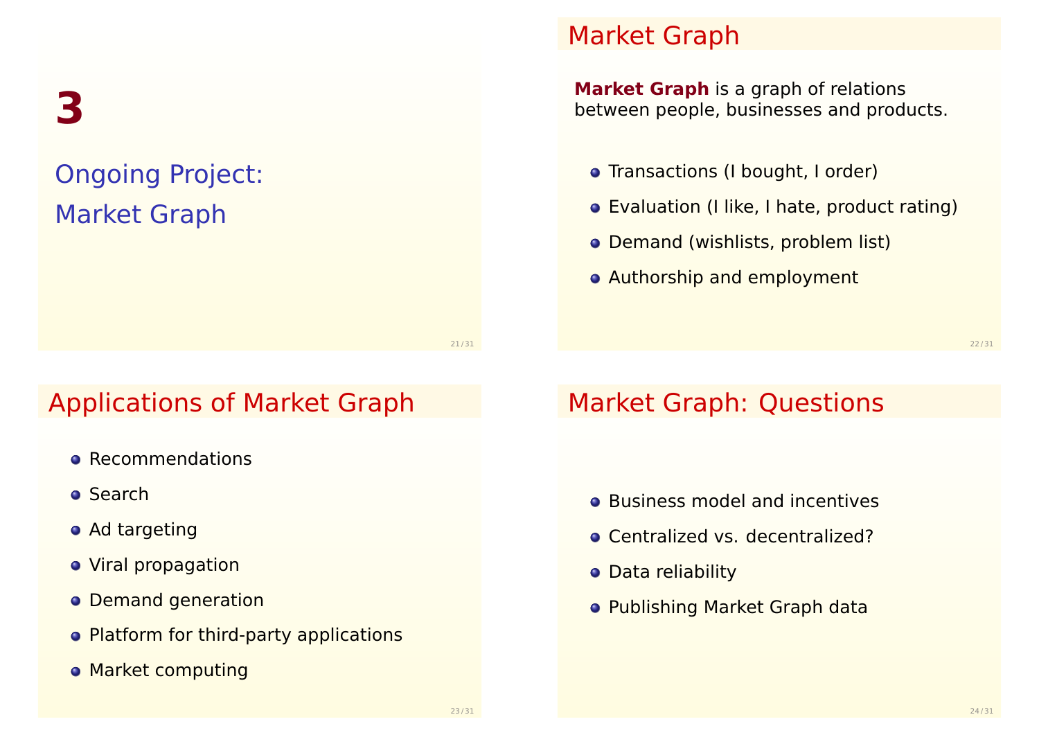# 3

## Ongoing Project: Market Graph

## Market Graph

**Market Graph** is a graph of relations between people, businesses and products.

- Transactions (I bought, I order)
- Evaluation (I like, I hate, product rating)
- Demand (wishlists, problem list)
- Authorship and employment

## Applications of Market Graph

- Recommendations
- Search
- Ad targeting
- Viral propagation
- Demand generation
- Platform for third-party applications
- Market computing

## Market Graph: Questions

- Business model and incentives
- Centralized vs. decentralized?
- Data reliability
- Publishing Market Graph data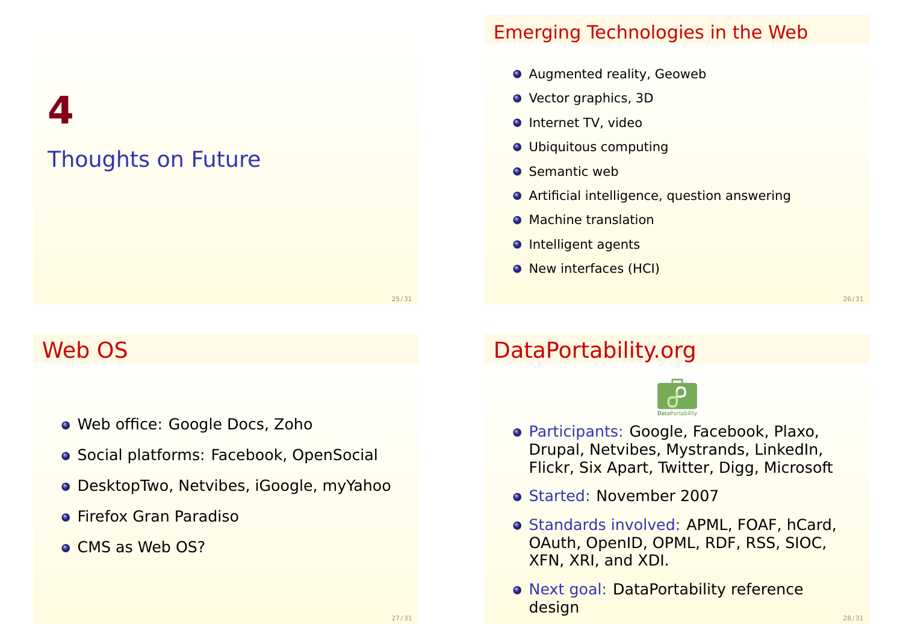# 4

## Thoughts on Future

## Emerging Technologies in the Web

- Augmented reality, Geoweb
- Vector graphics, 3D
- Internet TV, video
- Ubiquitous computing
- Semantic web
- Artificial intelligence, question answering
- Machine translation
- Intelligent agents
- New interfaces (HCI)

## Web OS

- Web office: Google Docs, Zoho
- Social platforms: Facebook, OpenSocial
- DesktopTwo, Netvibes, iGoogle, myYahoo
- Firefox Gran Paradiso
- CMS as Web OS?

## DataPortability.org

DataPortability

- Participants: Google, Facebook, Plaxo, Drupal, Netvibes, Mystrands, LinkedIn, Flickr, Six Apart, Twitter, Digg, Microsoft
- Started: November 2007
- Standards involved: APML, FOAF, hCard, OAuth, OpenID, OPML, RDF, RSS, SIOC, XFN, XRI, and XDI.
- Next goal: DataPortability reference design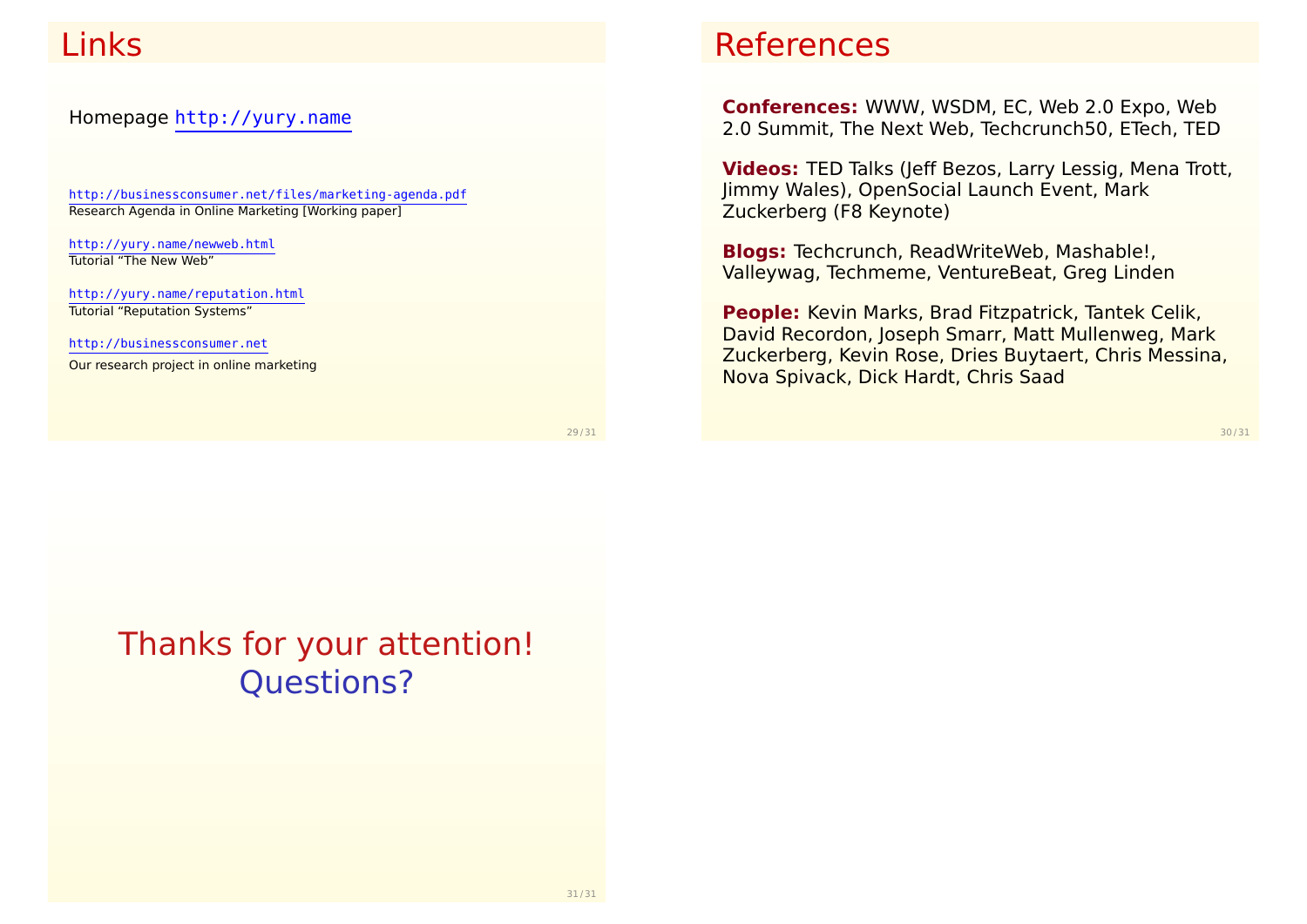# Links

Homepage http://yury.name

http://businessconsumer.net/files/marketing-agenda.pdf
Research Agenda in Online Marketing [Working paper]

http://yury.name/newweb.html
Tutorial "The New Web"

http://yury.name/reputation.html
Tutorial "Reputation Systems"

http://businessconsumer.net
Our research project in online marketing

# References

**Conferences:** WWW, WSDM, EC, Web 2.0 Expo, Web 2.0 Summit, The Next Web, Techcrunch50, ETech, TED

**Videos:** TED Talks (Jeff Bezos, Larry Lessig, Mena Trott, Jimmy Wales), OpenSocial Launch Event, Mark Zuckerberg (F8 Keynote)

**Blogs:** Techcrunch, ReadWriteWeb, Mashable!, Valleywag, Techmeme, VentureBeat, Greg Linden

**People:** Kevin Marks, Brad Fitzpatrick, Tantek Celik, David Recordon, Joseph Smarr, Matt Mullenweg, Mark Zuckerberg, Kevin Rose, Dries Buytaert, Chris Messina, Nova Spivack, Dick Hardt, Chris Saad

Thanks for your attention!
Questions?